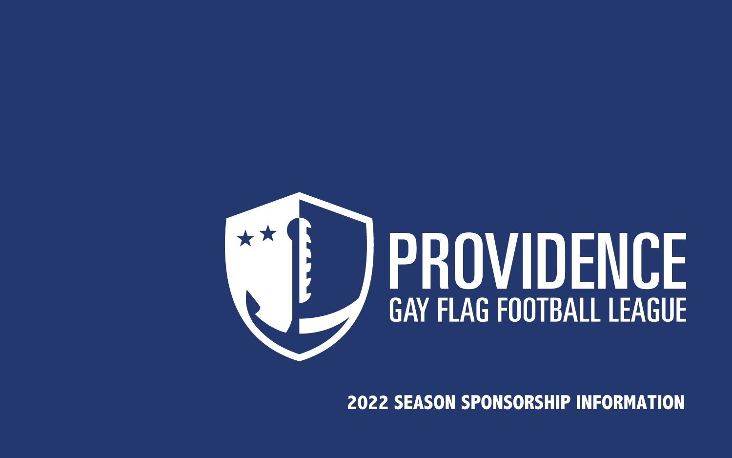# PROVIDENCE

## GAY FLAG FOOTBALL LEAGUE

**2022 SEASON SPONSORSHIP INFORMATION**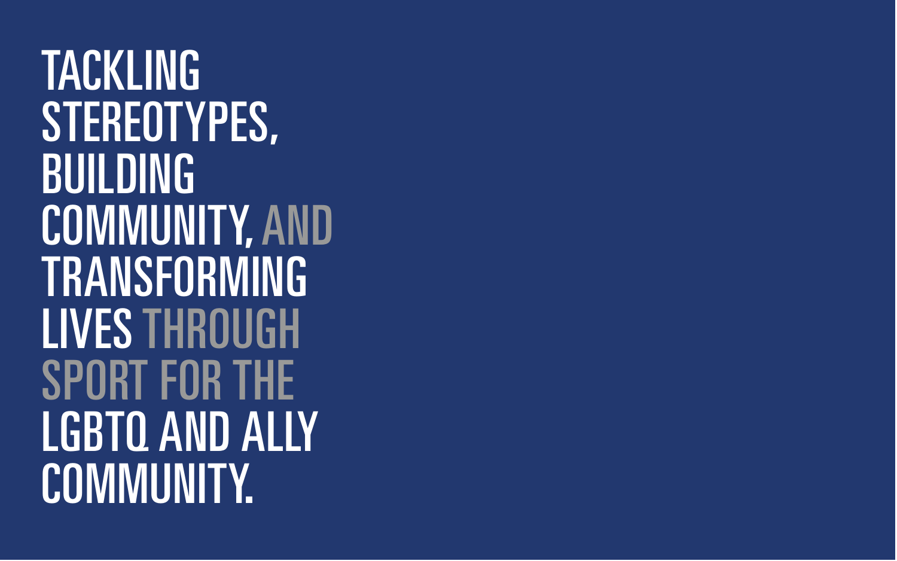# TACKLING STEREOTYPES, BUILDING COMMUNITY, AND TRANSFORMING LIVES THROUGH SPORT FOR THE LGBTQ AND ALLY COMMUNITY.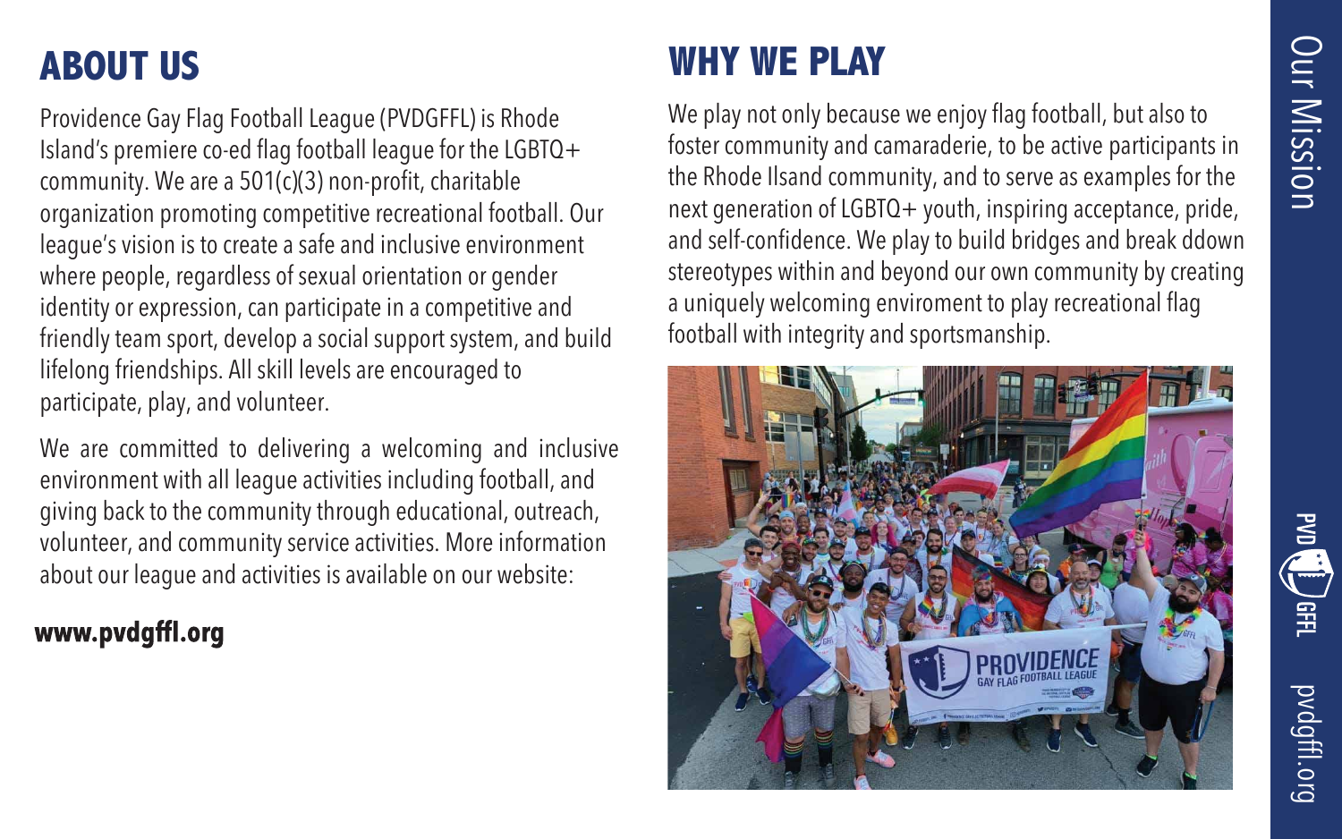## ABOUT US

Providence Gay Flag Football League (PVDGFFL) is Rhode Island's premiere co-ed flag football league for the LGBTQ+ community. We are a 501(c)(3) non-profit, charitable organization promoting competitive recreational football. Our league's vision is to create a safe and inclusive environment where people, regardless of sexual orientation or gender identity or expression, can participate in a competitive and friendly team sport, develop a social support system, and build lifelong friendships. All skill levels are encouraged to participate, play, and volunteer.

We are committed to delivering a welcoming and inclusive environment with all league activities including football, and giving back to the community through educational, outreach, volunteer, and community service activities. More information about our league and activities is available on our website:

**www.pvdgffl.org**

## WHY WE PLAY

We play not only because we enjoy flag football, but also to foster community and camaraderie, to be active participants in the Rhode Ilsand community, and to serve as examples for the next generation of LGBTQ+ youth, inspiring acceptance, pride, and self-confidence. We play to build bridges and break ddown stereotypes within and beyond our own community by creating a uniquely welcoming enviroment to play recreational flag football with integrity and sportsmanship.

Our Mission

pvdgffl.org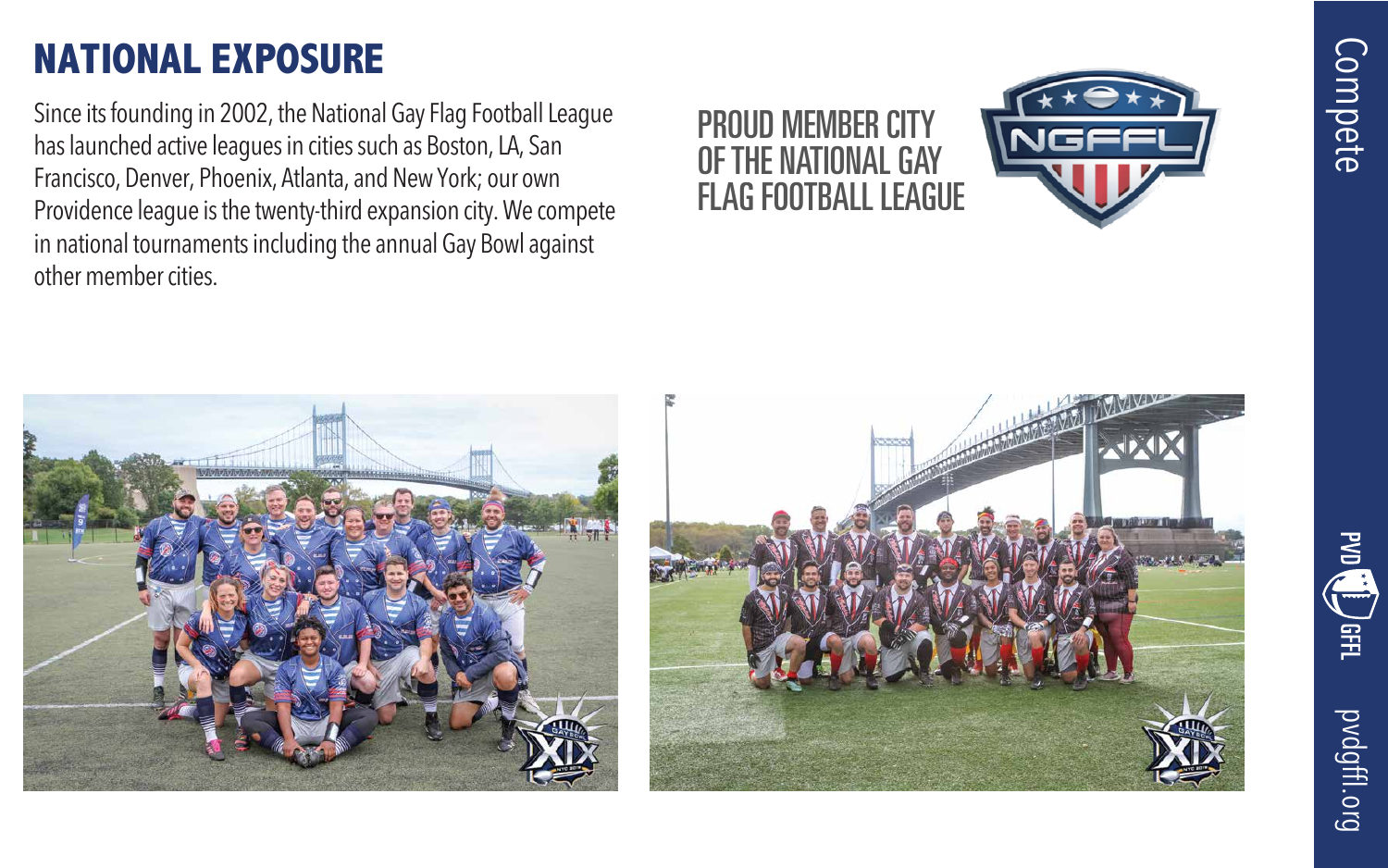## NATIONAL EXPOSURE

Since its founding in 2002, the National Gay Flag Football League has launched active leagues in cities such as Boston, LA, San Francisco, Denver, Phoenix, Atlanta, and New York; our own Providence league is the twenty-third expansion city. We compete in national tournaments including the annual Gay Bowl against other member cities.

PROUD MEMBER CITY OF THE NATIONAL GAY FLAG FOOTBALL LEAGUE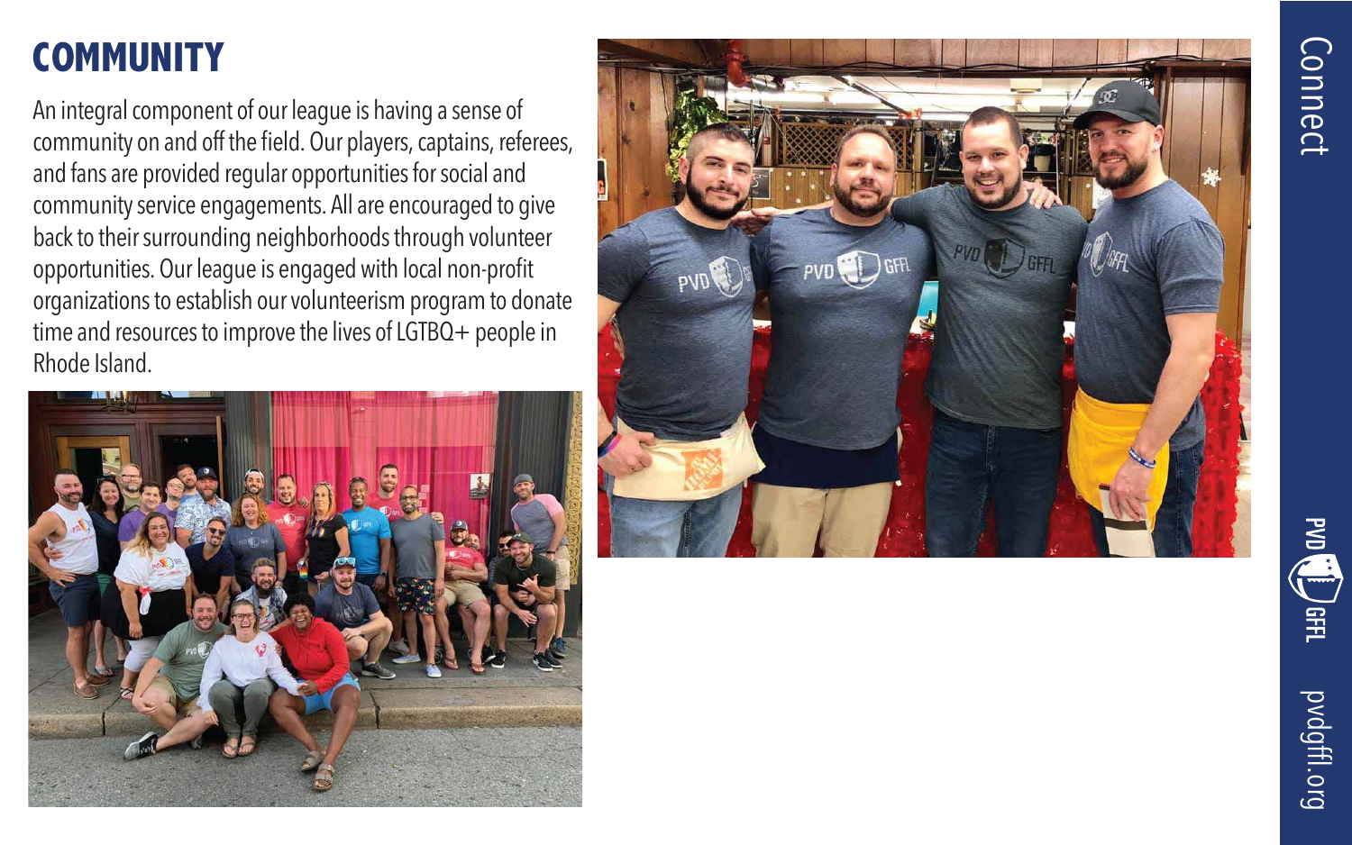# COMMUNITY

An integral component of our league is having a sense of community on and off the field. Our players, captains, referees, and fans are provided regular opportunities for social and community service engagements. All are encouraged to give back to their surrounding neighborhoods through volunteer opportunities. Our league is engaged with local non-profit organizations to establish our volunteerism program to donate time and resources to improve the lives of LGTBQ+ people in Rhode Island.

Connect

PVD GFFL

pvdgffl.org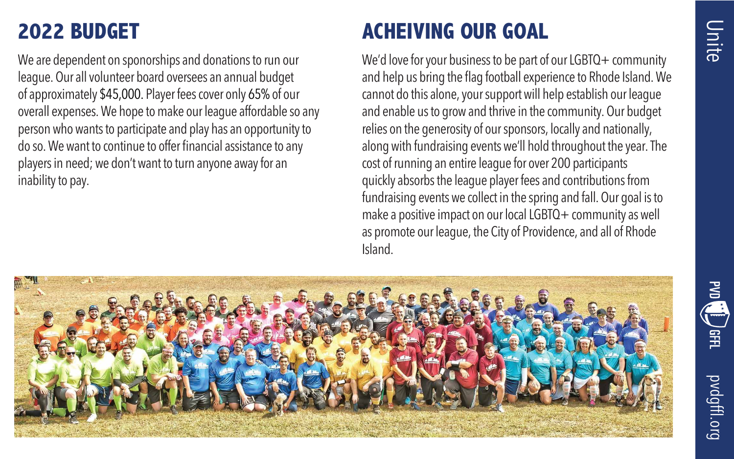## 2022 BUDGET

We are dependent on sponorships and donations to run our league. Our all volunteer board oversees an annual budget of approximately $45,000. Player fees cover only 65% of our overall expenses. We hope to make our league affordable so any person who wants to participate and play has an opportunity to do so. We want to continue to offer financial assistance to any players in need; we don't want to turn anyone away for an inability to pay.

## ACHEIVING OUR GOAL

We'd love for your business to be part of our LGBTQ+ community and help us bring the flag football experience to Rhode Island. We cannot do this alone, your support will help establish our league and enable us to grow and thrive in the community. Our budget relies on the generosity of our sponsors, locally and nationally, along with fundraising events we'll hold throughout the year. The cost of running an entire league for over 200 participants quickly absorbs the league player fees and contributions from fundraising events we collect in the spring and fall. Our goal is to make a positive impact on our local LGBTQ+ community as well as promote our league, the City of Providence, and all of Rhode Island.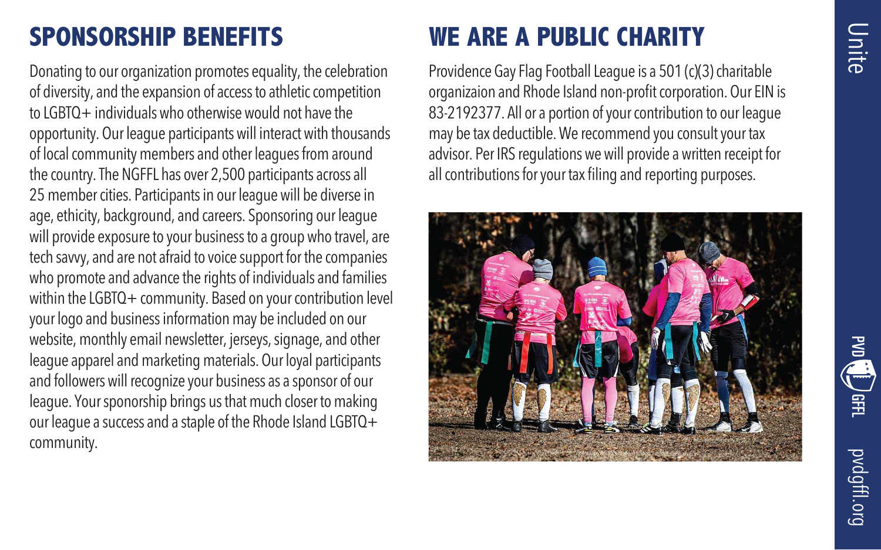## SPONSORSHIP BENEFITS

Donating to our organization promotes equality, the celebration of diversity, and the expansion of access to athletic competition to LGBTQ+ individuals who otherwise would not have the opportunity. Our league participants will interact with thousands of local community members and other leagues from around the country. The NGFFL has over 2,500 participants across all 25 member cities. Participants in our league will be diverse in age, ethicity, background, and careers. Sponsoring our league will provide exposure to your business to a group who travel, are tech savvy, and are not afraid to voice support for the companies who promote and advance the rights of individuals and families within the LGBTQ+ community. Based on your contribution level your logo and business information may be included on our website, monthly email newsletter, jerseys, signage, and other league apparel and marketing materials. Our loyal participants and followers will recognize your business as a sponsor of our league. Your sponsorship brings us that much closer to making our league a success and a staple of the Rhode Island LGBTQ+ community.

## WE ARE A PUBLIC CHARITY

Providence Gay Flag Football League is a 501 (c)(3) charitable organizaion and Rhode Island non-profit corporation. Our EIN is 83-2192377. All or a portion of your contribution to our league may be tax deductible. We recommend you consult your tax advisor. Per IRS regulations we will provide a written receipt for all contributions for your tax filing and reporting purposes.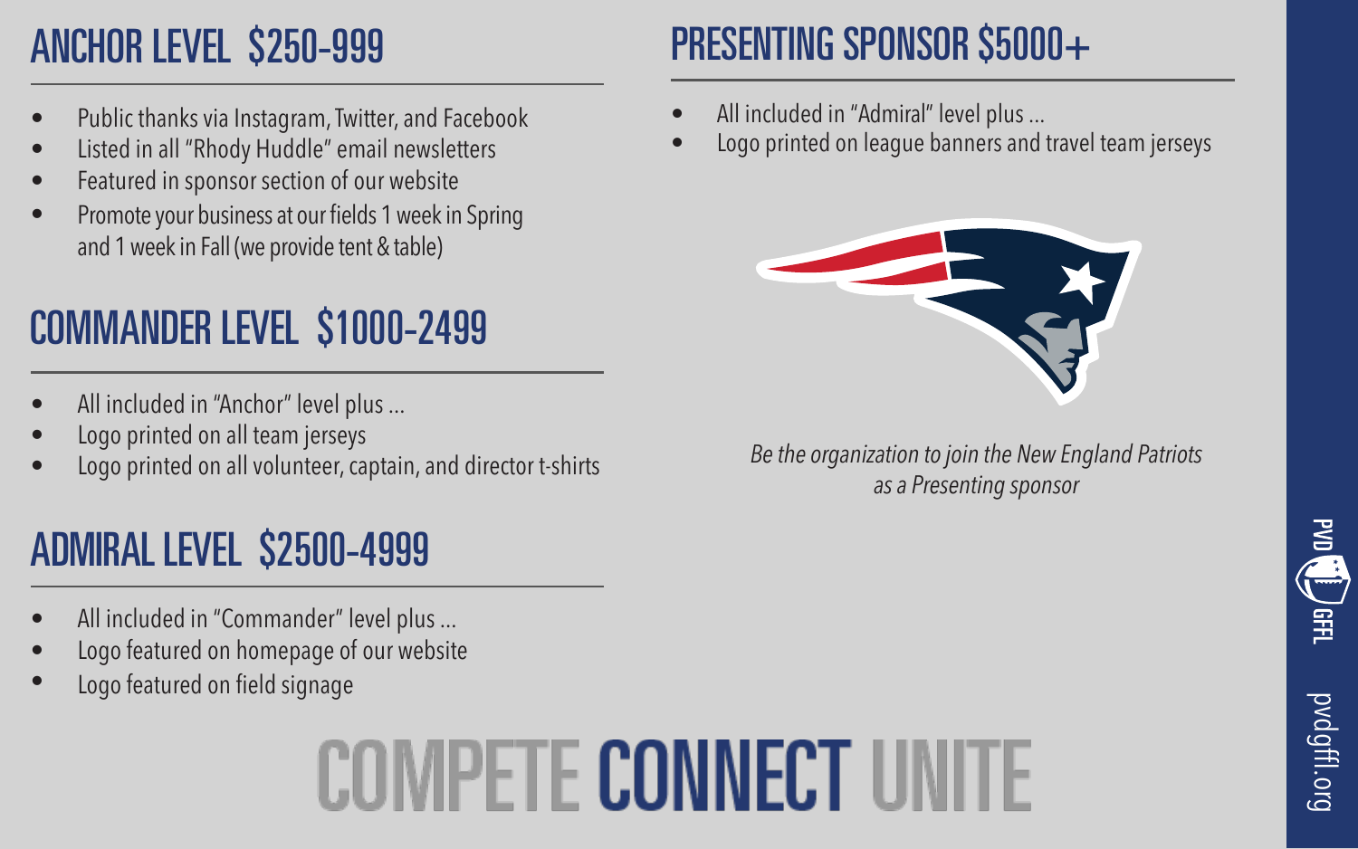## ANCHOR LEVEL $250-999

- Public thanks via Instagram, Twitter, and Facebook
- Listed in all "Rhody Huddle" email newsletters
- Featured in sponsor section of our website
- Promote your business at our fields 1 week in Spring and 1 week in Fall (we provide tent & table)

## COMMANDER LEVEL $1000-2499

- All included in "Anchor" level plus ...
- Logo printed on all team jerseys
- Logo printed on all volunteer, captain, and director t-shirts

## ADMIRAL LEVEL $2500-4999

- All included in "Commander" level plus ...
- Logo featured on homepage of our website
- Logo featured on field signage

## PRESENTING SPONSOR $5000+

- All included in "Admiral" level plus ...
- Logo printed on league banners and travel team jerseys

*Be the organization to join the New England Patriots as a Presenting sponsor*

# COMPETE **CONNECT** UNITE

PVD GFFL pvdgffl.org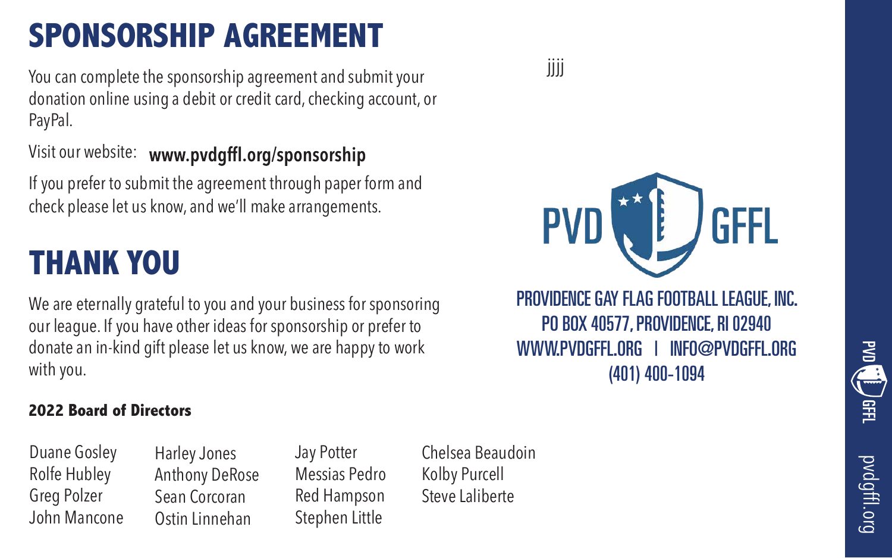# SPONSORSHIP AGREEMENT

You can complete the sponsorship agreement and submit your donation online using a debit or credit card, checking account, or PayPal.

Visit our website: **www.pvdgffl.org/sponsorship**

If you prefer to submit the agreement through paper form and check please let us know, and we'll make arrangements.

# THANK YOU

We are eternally grateful to you and your business for sponsoring our league. If you have other ideas for sponsorship or prefer to donate an in-kind gift please let us know, we are happy to work with you.

**2022 Board of Directors**

Duane Gosley
Rolfe Hubley
Greg Polzer
John Mancone
Harley Jones
Anthony DeRose
Sean Corcoran
Ostin Linnehan
Jay Potter
Messias Pedro
Red Hampson
Stephen Little
Chelsea Beaudoin
Kolby Purcell
Steve Laliberte

jjjj

PVD GFFL

PROVIDENCE GAY FLAG FOOTBALL LEAGUE, INC.
PO BOX 40577, PROVIDENCE, RI 02940
WWW.PVDGFFL.ORG | INFO@PVDGFFL.ORG
(401) 400-1094

PVD GFFL pvdgffl.org